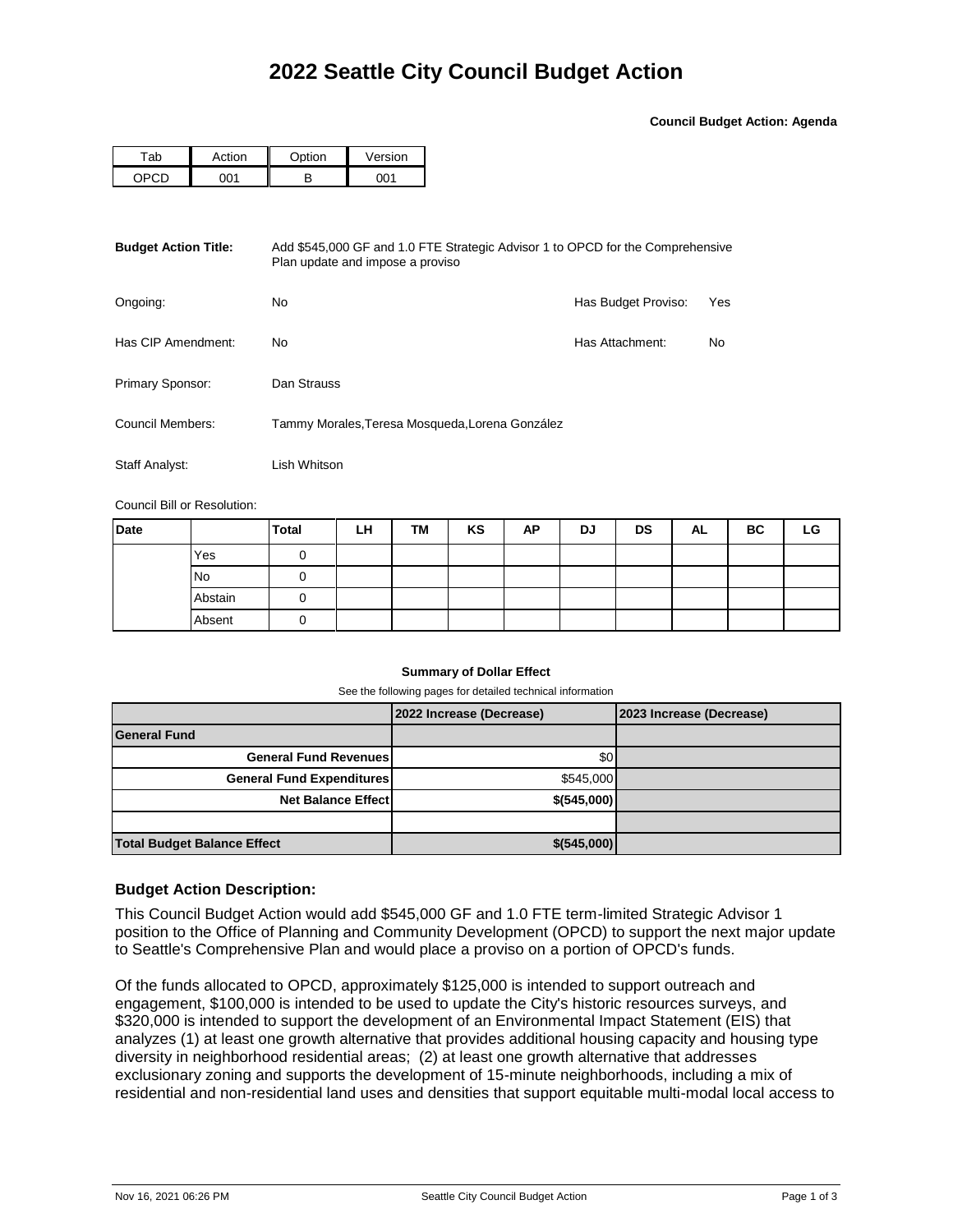# 2022 Seattle City Council Budget Action

**Council Budget Action: Agenda**

| Tab | Action | Option | Version |
|---|---|---|---|
| OPCD | 001 | B | 001 |

**Budget Action Title:** Add $545,000 GF and 1.0 FTE Strategic Advisor 1 to OPCD for the Comprehensive Plan update and impose a proviso

Ongoing: No

Has Budget Proviso: Yes

Has CIP Amendment: No

Has Attachment: No

Primary Sponsor: Dan Strauss

Council Members: Tammy Morales,Teresa Mosqueda,Lorena González

Staff Analyst: Lish Whitson

Council Bill or Resolution:

| Date | | Total | LH | TM | KS | AP | DJ | DS | AL | BC | LG |
|---|---|---|---|---|---|---|---|---|---|---|---|
| | Yes | 0 | | | | | | | | | |
| | No | 0 | | | | | | | | | |
| | Abstain | 0 | | | | | | | | | |
| | Absent | 0 | | | | | | | | | |

**Summary of Dollar Effect**

See the following pages for detailed technical information

| | 2022 Increase (Decrease) | 2023 Increase (Decrease) |
|---|---|---|
| **General Fund** | | |
| **General Fund Revenues** | $0 | |
| **General Fund Expenditures** | $545,000 | |
| **Net Balance Effect** | **$(545,000)** | |
| | | |
| **Total Budget Balance Effect** | **$(545,000)** | |

### Budget Action Description:

This Council Budget Action would add $545,000 GF and 1.0 FTE term-limited Strategic Advisor 1 position to the Office of Planning and Community Development (OPCD) to support the next major update to Seattle's Comprehensive Plan and would place a proviso on a portion of OPCD's funds.

Of the funds allocated to OPCD, approximately $125,000 is intended to support outreach and engagement, $100,000 is intended to be used to update the City's historic resources surveys, and $320,000 is intended to support the development of an Environmental Impact Statement (EIS) that analyzes (1) at least one growth alternative that provides additional housing capacity and housing type diversity in neighborhood residential areas; (2) at least one growth alternative that addresses exclusionary zoning and supports the development of 15-minute neighborhoods, including a mix of residential and non-residential land uses and densities that support equitable multi-modal local access to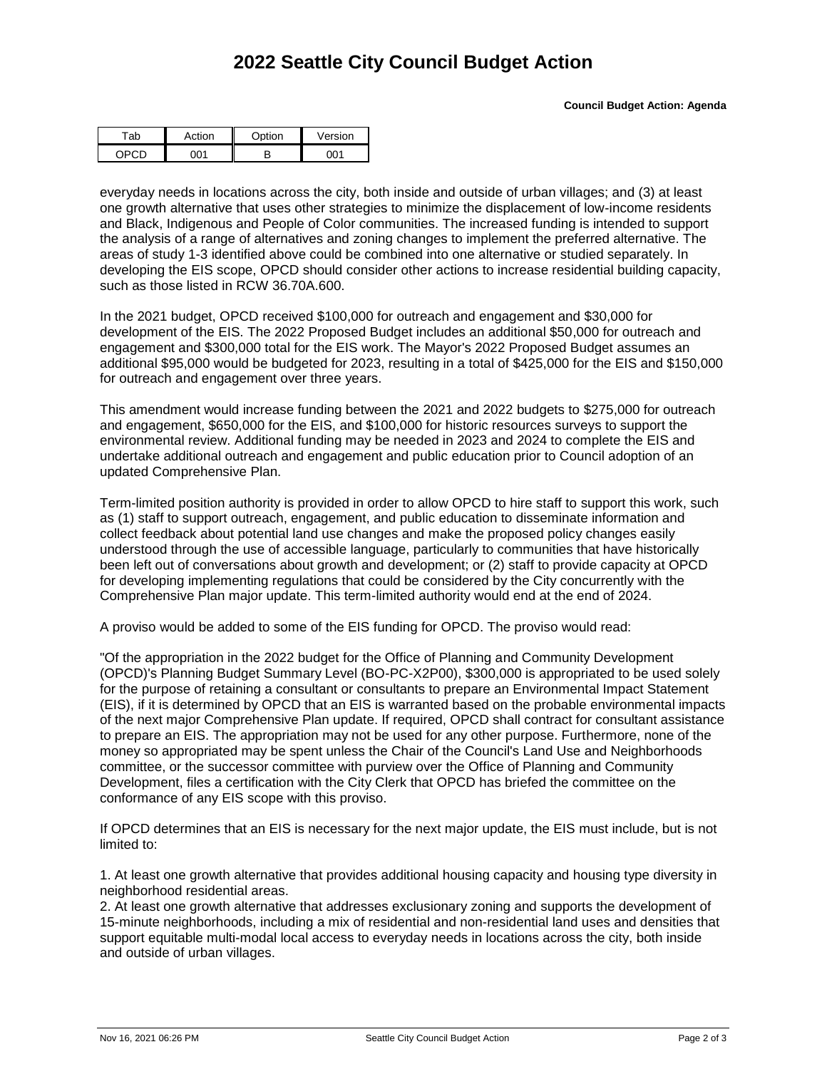# 2022 Seattle City Council Budget Action

**Council Budget Action: Agenda**

| Tab | Action | Option | Version |
| --- | --- | --- | --- |
| OPCD | 001 | B | 001 |

everyday needs in locations across the city, both inside and outside of urban villages; and (3) at least one growth alternative that uses other strategies to minimize the displacement of low-income residents and Black, Indigenous and People of Color communities. The increased funding is intended to support the analysis of a range of alternatives and zoning changes to implement the preferred alternative. The areas of study 1-3 identified above could be combined into one alternative or studied separately. In developing the EIS scope, OPCD should consider other actions to increase residential building capacity, such as those listed in RCW 36.70A.600.

In the 2021 budget, OPCD received $100,000 for outreach and engagement and $30,000 for development of the EIS. The 2022 Proposed Budget includes an additional $50,000 for outreach and engagement and $300,000 total for the EIS work. The Mayor's 2022 Proposed Budget assumes an additional $95,000 would be budgeted for 2023, resulting in a total of $425,000 for the EIS and $150,000 for outreach and engagement over three years.

This amendment would increase funding between the 2021 and 2022 budgets to $275,000 for outreach and engagement, $650,000 for the EIS, and $100,000 for historic resources surveys to support the environmental review. Additional funding may be needed in 2023 and 2024 to complete the EIS and undertake additional outreach and engagement and public education prior to Council adoption of an updated Comprehensive Plan.

Term-limited position authority is provided in order to allow OPCD to hire staff to support this work, such as (1) staff to support outreach, engagement, and public education to disseminate information and collect feedback about potential land use changes and make the proposed policy changes easily understood through the use of accessible language, particularly to communities that have historically been left out of conversations about growth and development; or (2) staff to provide capacity at OPCD for developing implementing regulations that could be considered by the City concurrently with the Comprehensive Plan major update. This term-limited authority would end at the end of 2024.

A proviso would be added to some of the EIS funding for OPCD. The proviso would read:

"Of the appropriation in the 2022 budget for the Office of Planning and Community Development (OPCD)'s Planning Budget Summary Level (BO-PC-X2P00), $300,000 is appropriated to be used solely for the purpose of retaining a consultant or consultants to prepare an Environmental Impact Statement (EIS), if it is determined by OPCD that an EIS is warranted based on the probable environmental impacts of the next major Comprehensive Plan update. If required, OPCD shall contract for consultant assistance to prepare an EIS. The appropriation may not be used for any other purpose. Furthermore, none of the money so appropriated may be spent unless the Chair of the Council's Land Use and Neighborhoods committee, or the successor committee with purview over the Office of Planning and Community Development, files a certification with the City Clerk that OPCD has briefed the committee on the conformance of any EIS scope with this proviso.

If OPCD determines that an EIS is necessary for the next major update, the EIS must include, but is not limited to:

1. At least one growth alternative that provides additional housing capacity and housing type diversity in neighborhood residential areas.
2. At least one growth alternative that addresses exclusionary zoning and supports the development of 15-minute neighborhoods, including a mix of residential and non-residential land uses and densities that support equitable multi-modal local access to everyday needs in locations across the city, both inside and outside of urban villages.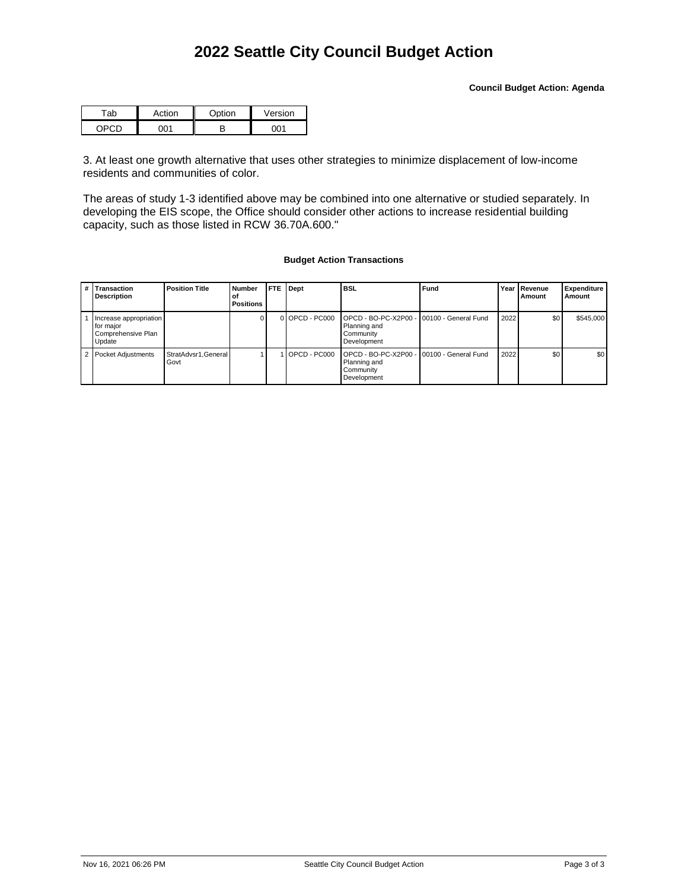# 2022 Seattle City Council Budget Action

**Council Budget Action: Agenda**

| Tab | Action | Option | Version |
|---|---|---|---|
| OPCD | 001 | B | 001 |

3. At least one growth alternative that uses other strategies to minimize displacement of low-income residents and communities of color.

The areas of study 1-3 identified above may be combined into one alternative or studied separately. In developing the EIS scope, the Office should consider other actions to increase residential building capacity, such as those listed in RCW 36.70A.600."

**Budget Action Transactions**

| # | Transaction Description | Position Title | Number of Positions | FTE | Dept | BSL | Fund | Year | Revenue Amount | Expenditure Amount |
|---|---|---|---|---|---|---|---|---|---|---|
| 1 | Increase appropriation for major Comprehensive Plan Update | | 0 | 0 | OPCD - PC000 | OPCD - BO-PC-X2P00 - Planning and Community Development | 00100 - General Fund | 2022 | $0 | $545,000 |
| 2 | Pocket Adjustments | StratAdvsr1,General Govt | 1 | 1 | OPCD - PC000 | OPCD - BO-PC-X2P00 - Planning and Community Development | 00100 - General Fund | 2022 | $0 | $0 |